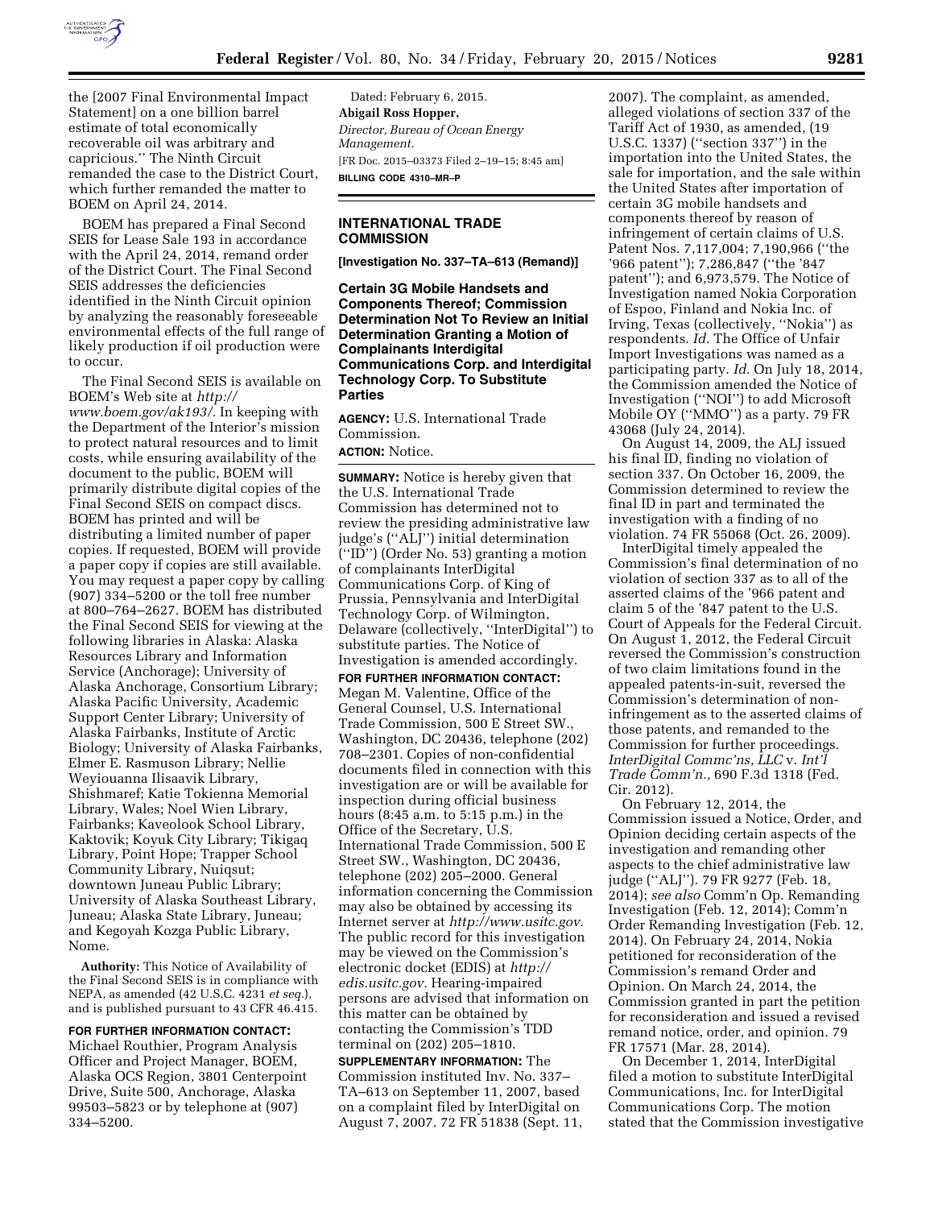the [2007 Final Environmental Impact Statement] on a one billion barrel estimate of total economically recoverable oil was arbitrary and capricious.'' The Ninth Circuit remanded the case to the District Court, which further remanded the matter to BOEM on April 24, 2014.

BOEM has prepared a Final Second SEIS for Lease Sale 193 in accordance with the April 24, 2014, remand order of the District Court. The Final Second SEIS addresses the deficiencies identified in the Ninth Circuit opinion by analyzing the reasonably foreseeable environmental effects of the full range of likely production if oil production were to occur.

The Final Second SEIS is available on BOEM's Web site at *http://www.boem.gov/ak193/.* In keeping with the Department of the Interior's mission to protect natural resources and to limit costs, while ensuring availability of the document to the public, BOEM will primarily distribute digital copies of the Final Second SEIS on compact discs. BOEM has printed and will be distributing a limited number of paper copies. If requested, BOEM will provide a paper copy if copies are still available. You may request a paper copy by calling (907) 334–5200 or the toll free number at 800–764–2627. BOEM has distributed the Final Second SEIS for viewing at the following libraries in Alaska: Alaska Resources Library and Information Service (Anchorage); University of Alaska Anchorage, Consortium Library; Alaska Pacific University, Academic Support Center Library; University of Alaska Fairbanks, Institute of Arctic Biology; University of Alaska Fairbanks, Elmer E. Rasmuson Library; Nellie Weyiouanna Ilisaavik Library, Shishmaref; Katie Tokienna Memorial Library, Wales; Noel Wien Library, Fairbanks; Kaveolook School Library, Kaktovik; Koyuk City Library; Tikigaq Library, Point Hope; Trapper School Community Library, Nuiqsut; downtown Juneau Public Library; University of Alaska Southeast Library, Juneau; Alaska State Library, Juneau; and Kegoyah Kozga Public Library, Nome.

**Authority:** This Notice of Availability of the Final Second SEIS is in compliance with NEPA, as amended (42 U.S.C. 4231 *et seq.*), and is published pursuant to 43 CFR 46.415.

**FOR FURTHER INFORMATION CONTACT:** Michael Routhier, Program Analysis Officer and Project Manager, BOEM, Alaska OCS Region, 3801 Centerpoint Drive, Suite 500, Anchorage, Alaska 99503–5823 or by telephone at (907) 334–5200.

Dated: February 6, 2015.

**Abigail Ross Hopper,**

*Director, Bureau of Ocean Energy Management.*

[FR Doc. 2015–03373 Filed 2–19–15; 8:45 am]

**BILLING CODE 4310–MR–P**

## INTERNATIONAL TRADE COMMISSION

**[Investigation No. 337–TA–613 (Remand)]**

## Certain 3G Mobile Handsets and Components Thereof; Commission Determination Not To Review an Initial Determination Granting a Motion of Complainants Interdigital Communications Corp. and Interdigital Technology Corp. To Substitute Parties

**AGENCY:** U.S. International Trade Commission.

**ACTION:** Notice.

**SUMMARY:** Notice is hereby given that the U.S. International Trade Commission has determined not to review the presiding administrative law judge's (''ALJ'') initial determination (''ID'') (Order No. 53) granting a motion of complainants InterDigital Communications Corp. of King of Prussia, Pennsylvania and InterDigital Technology Corp. of Wilmington, Delaware (collectively, ''InterDigital'') to substitute parties. The Notice of Investigation is amended accordingly.

**FOR FURTHER INFORMATION CONTACT:** Megan M. Valentine, Office of the General Counsel, U.S. International Trade Commission, 500 E Street SW., Washington, DC 20436, telephone (202) 708–2301. Copies of non-confidential documents filed in connection with this investigation are or will be available for inspection during official business hours (8:45 a.m. to 5:15 p.m.) in the Office of the Secretary, U.S. International Trade Commission, 500 E Street SW., Washington, DC 20436, telephone (202) 205–2000. General information concerning the Commission may also be obtained by accessing its Internet server at *http://www.usitc.gov.* The public record for this investigation may be viewed on the Commission's electronic docket (EDIS) at *http://edis.usitc.gov.* Hearing-impaired persons are advised that information on this matter can be obtained by contacting the Commission's TDD terminal on (202) 205–1810.

**SUPPLEMENTARY INFORMATION:** The Commission instituted Inv. No. 337–TA–613 on September 11, 2007, based on a complaint filed by InterDigital on August 7, 2007. 72 FR 51838 (Sept. 11, 2007). The complaint, as amended, alleged violations of section 337 of the Tariff Act of 1930, as amended, (19 U.S.C. 1337) (''section 337'') in the importation into the United States, the sale for importation, and the sale within the United States after importation of certain 3G mobile handsets and components thereof by reason of infringement of certain claims of U.S. Patent Nos. 7,117,004; 7,190,966 (''the '966 patent''); 7,286,847 (''the '847 patent''); and 6,973,579. The Notice of Investigation named Nokia Corporation of Espoo, Finland and Nokia Inc. of Irving, Texas (collectively, ''Nokia'') as respondents. *Id.* The Office of Unfair Import Investigations was named as a participating party. *Id.* On July 18, 2014, the Commission amended the Notice of Investigation (''NOI'') to add Microsoft Mobile OY (''MMO'') as a party. 79 FR 43068 (July 24, 2014).

On August 14, 2009, the ALJ issued his final ID, finding no violation of section 337. On October 16, 2009, the Commission determined to review the final ID in part and terminated the investigation with a finding of no violation. 74 FR 55068 (Oct. 26, 2009).

InterDigital timely appealed the Commission's final determination of no violation of section 337 as to all of the asserted claims of the '966 patent and claim 5 of the '847 patent to the U.S. Court of Appeals for the Federal Circuit. On August 1, 2012, the Federal Circuit reversed the Commission's construction of two claim limitations found in the appealed patents-in-suit, reversed the Commission's determination of non-infringement as to the asserted claims of those patents, and remanded to the Commission for further proceedings. *InterDigital Commc'ns, LLC* v. *Int'l Trade Comm'n.,* 690 F.3d 1318 (Fed. Cir. 2012).

On February 12, 2014, the Commission issued a Notice, Order, and Opinion deciding certain aspects of the investigation and remanding other aspects to the chief administrative law judge (''ALJ''). 79 FR 9277 (Feb. 18, 2014); *see also* Comm'n Op. Remanding Investigation (Feb. 12, 2014); Comm'n Order Remanding Investigation (Feb. 12, 2014). On February 24, 2014, Nokia petitioned for reconsideration of the Commission's remand Order and Opinion. On March 24, 2014, the Commission granted in part the petition for reconsideration and issued a revised remand notice, order, and opinion. 79 FR 17571 (Mar. 28, 2014).

On December 1, 2014, InterDigital filed a motion to substitute InterDigital Communications, Inc. for InterDigital Communications Corp. The motion stated that the Commission investigative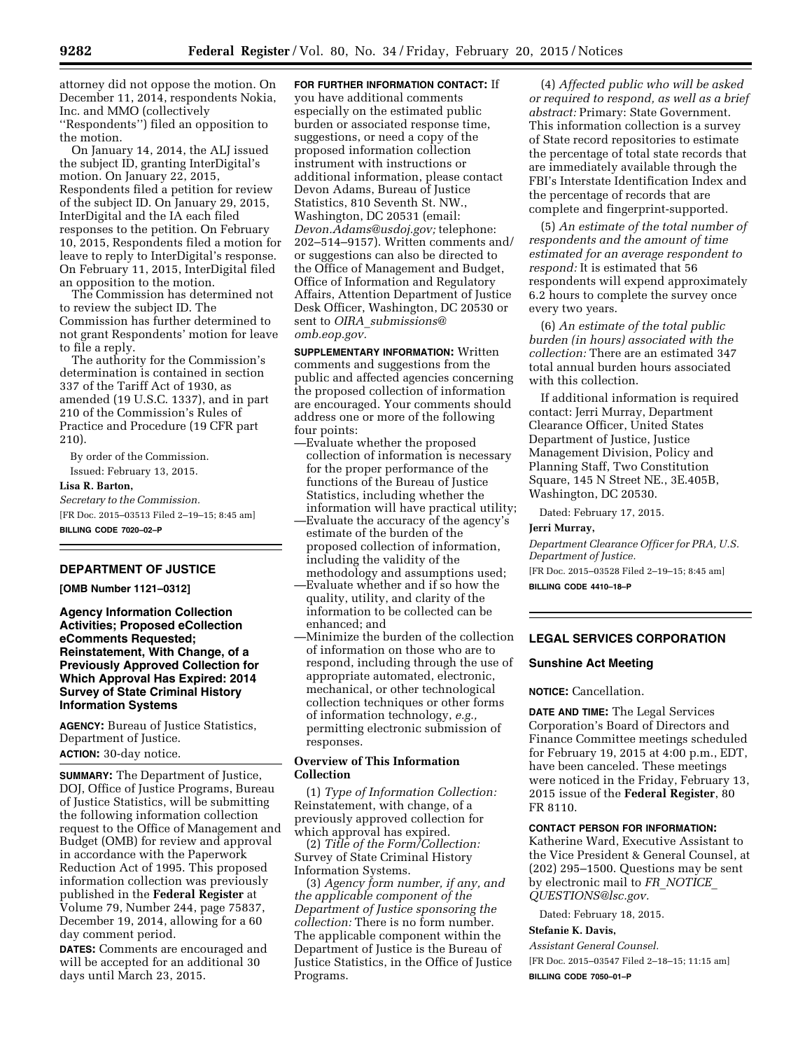attorney did not oppose the motion. On December 11, 2014, respondents Nokia, Inc. and MMO (collectively ''Respondents'') filed an opposition to the motion.

On January 14, 2014, the ALJ issued the subject ID, granting InterDigital's motion. On January 22, 2015, Respondents filed a petition for review of the subject ID. On January 29, 2015, InterDigital and the IA each filed responses to the petition. On February 10, 2015, Respondents filed a motion for leave to reply to InterDigital's response. On February 11, 2015, InterDigital filed an opposition to the motion.

The Commission has determined not to review the subject ID. The Commission has further determined to not grant Respondents' motion for leave to file a reply.

The authority for the Commission's determination is contained in section 337 of the Tariff Act of 1930, as amended (19 U.S.C. 1337), and in part 210 of the Commission's Rules of Practice and Procedure (19 CFR part 210).

By order of the Commission.

Issued: February 13, 2015.

**Lisa R. Barton,**

*Secretary to the Commission.*

[FR Doc. 2015–03513 Filed 2–19–15; 8:45 am]

**BILLING CODE 7020–02–P**

## DEPARTMENT OF JUSTICE

**[OMB Number 1121–0312]**

### Agency Information Collection Activities; Proposed eCollection eComments Requested; Reinstatement, With Change, of a Previously Approved Collection for Which Approval Has Expired: 2014 Survey of State Criminal History Information Systems

**AGENCY:** Bureau of Justice Statistics, Department of Justice.

**ACTION:** 30-day notice.

**SUMMARY:** The Department of Justice, DOJ, Office of Justice Programs, Bureau of Justice Statistics, will be submitting the following information collection request to the Office of Management and Budget (OMB) for review and approval in accordance with the Paperwork Reduction Act of 1995. This proposed information collection was previously published in the **Federal Register** at Volume 79, Number 244, page 75837, December 19, 2014, allowing for a 60 day comment period.

**DATES:** Comments are encouraged and will be accepted for an additional 30 days until March 23, 2015.

**FOR FURTHER INFORMATION CONTACT:** If you have additional comments especially on the estimated public burden or associated response time, suggestions, or need a copy of the proposed information collection instrument with instructions or additional information, please contact Devon Adams, Bureau of Justice Statistics, 810 Seventh St. NW., Washington, DC 20531 (email: *Devon.Adams@usdoj.gov;* telephone: 202–514–9157). Written comments and/or suggestions can also be directed to the Office of Management and Budget, Office of Information and Regulatory Affairs, Attention Department of Justice Desk Officer, Washington, DC 20530 or sent to *OIRA_submissions@omb.eop.gov.*

**SUPPLEMENTARY INFORMATION:** Written comments and suggestions from the public and affected agencies concerning the proposed collection of information are encouraged. Your comments should address one or more of the following four points:

—Evaluate whether the proposed collection of information is necessary for the proper performance of the functions of the Bureau of Justice Statistics, including whether the information will have practical utility;

—Evaluate the accuracy of the agency's estimate of the burden of the proposed collection of information, including the validity of the methodology and assumptions used;

—Evaluate whether and if so how the quality, utility, and clarity of the information to be collected can be enhanced; and

—Minimize the burden of the collection of information on those who are to respond, including through the use of appropriate automated, electronic, mechanical, or other technological collection techniques or other forms of information technology, *e.g.,* permitting electronic submission of responses.

### Overview of This Information Collection

(1) *Type of Information Collection:* Reinstatement, with change, of a previously approved collection for which approval has expired.

(2) *Title of the Form/Collection:* Survey of State Criminal History Information Systems.

(3) *Agency form number, if any, and the applicable component of the Department of Justice sponsoring the collection:* There is no form number. The applicable component within the Department of Justice is the Bureau of Justice Statistics, in the Office of Justice Programs.

(4) *Affected public who will be asked or required to respond, as well as a brief abstract:* Primary: State Government. This information collection is a survey of State record repositories to estimate the percentage of total state records that are immediately available through the FBI's Interstate Identification Index and the percentage of records that are complete and fingerprint-supported.

(5) *An estimate of the total number of respondents and the amount of time estimated for an average respondent to respond:* It is estimated that 56 respondents will expend approximately 6.2 hours to complete the survey once every two years.

(6) *An estimate of the total public burden (in hours) associated with the collection:* There are an estimated 347 total annual burden hours associated with this collection.

If additional information is required contact: Jerri Murray, Department Clearance Officer, United States Department of Justice, Justice Management Division, Policy and Planning Staff, Two Constitution Square, 145 N Street NE., 3E.405B, Washington, DC 20530.

Dated: February 17, 2015.

**Jerri Murray,**

*Department Clearance Officer for PRA, U.S. Department of Justice.*

[FR Doc. 2015–03528 Filed 2–19–15; 8:45 am]

**BILLING CODE 4410–18–P**

## LEGAL SERVICES CORPORATION

### Sunshine Act Meeting

**NOTICE:** Cancellation.

**DATE AND TIME:** The Legal Services Corporation's Board of Directors and Finance Committee meetings scheduled for February 19, 2015 at 4:00 p.m., EDT, have been canceled. These meetings were noticed in the Friday, February 13, 2015 issue of the **Federal Register**, 80 FR 8110.

**CONTACT PERSON FOR INFORMATION:** Katherine Ward, Executive Assistant to the Vice President & General Counsel, at (202) 295–1500. Questions may be sent by electronic mail to *FR_NOTICE_QUESTIONS@lsc.gov.*

Dated: February 18, 2015.

**Stefanie K. Davis,**

*Assistant General Counsel.*

[FR Doc. 2015–03547 Filed 2–18–15; 11:15 am]

**BILLING CODE 7050–01–P**